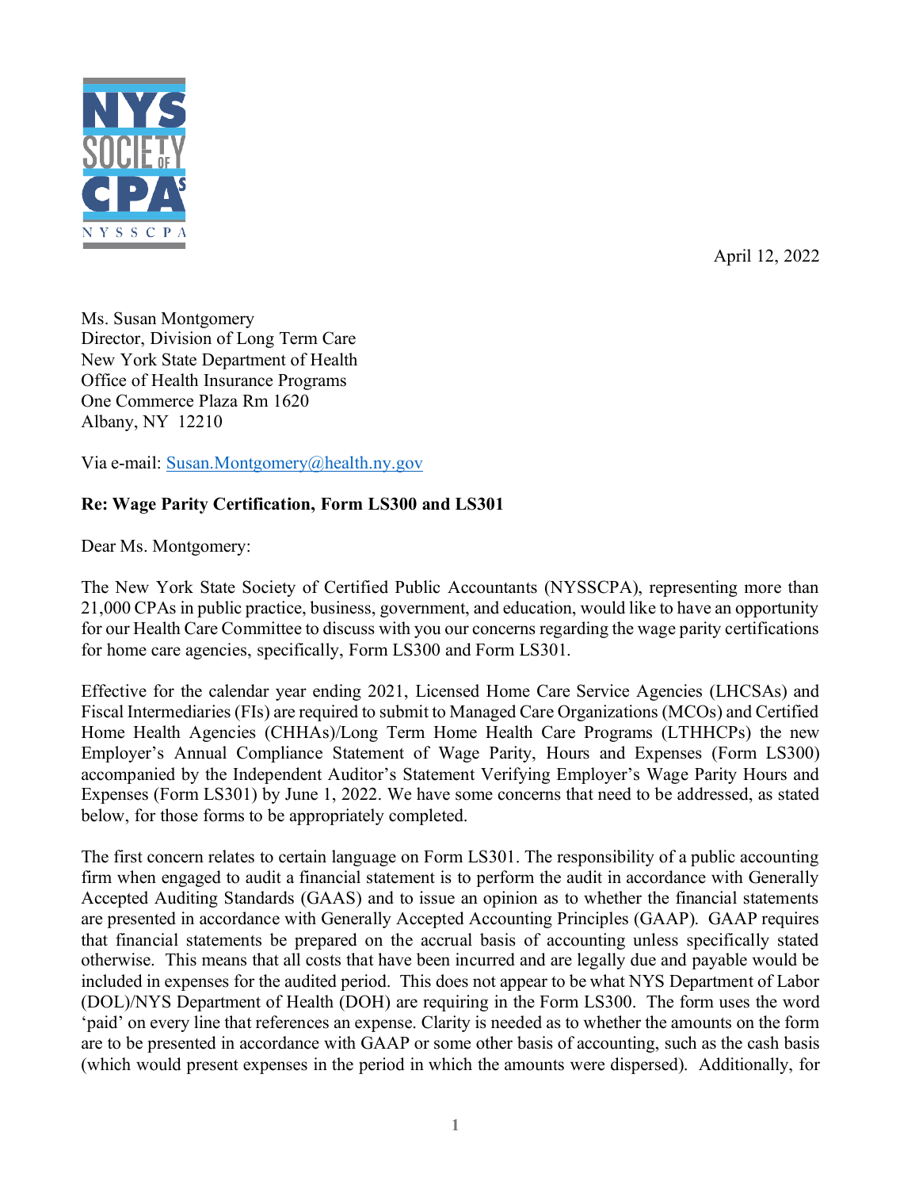April 12, 2022

Ms. Susan Montgomery
Director, Division of Long Term Care
New York State Department of Health
Office of Health Insurance Programs
One Commerce Plaza Rm 1620
Albany, NY 12210

Via e-mail: Susan.Montgomery@health.ny.gov

**Re: Wage Parity Certification, Form LS300 and LS301**

Dear Ms. Montgomery:

The New York State Society of Certified Public Accountants (NYSSCPA), representing more than 21,000 CPAs in public practice, business, government, and education, would like to have an opportunity for our Health Care Committee to discuss with you our concerns regarding the wage parity certifications for home care agencies, specifically, Form LS300 and Form LS301.

Effective for the calendar year ending 2021, Licensed Home Care Service Agencies (LHCSAs) and Fiscal Intermediaries (FIs) are required to submit to Managed Care Organizations (MCOs) and Certified Home Health Agencies (CHHAs)/Long Term Home Health Care Programs (LTHHCPs) the new Employer's Annual Compliance Statement of Wage Parity, Hours and Expenses (Form LS300) accompanied by the Independent Auditor's Statement Verifying Employer's Wage Parity Hours and Expenses (Form LS301) by June 1, 2022. We have some concerns that need to be addressed, as stated below, for those forms to be appropriately completed.

The first concern relates to certain language on Form LS301. The responsibility of a public accounting firm when engaged to audit a financial statement is to perform the audit in accordance with Generally Accepted Auditing Standards (GAAS) and to issue an opinion as to whether the financial statements are presented in accordance with Generally Accepted Accounting Principles (GAAP). GAAP requires that financial statements be prepared on the accrual basis of accounting unless specifically stated otherwise. This means that all costs that have been incurred and are legally due and payable would be included in expenses for the audited period. This does not appear to be what NYS Department of Labor (DOL)/NYS Department of Health (DOH) are requiring in the Form LS300. The form uses the word 'paid' on every line that references an expense. Clarity is needed as to whether the amounts on the form are to be presented in accordance with GAAP or some other basis of accounting, such as the cash basis (which would present expenses in the period in which the amounts were dispersed). Additionally, for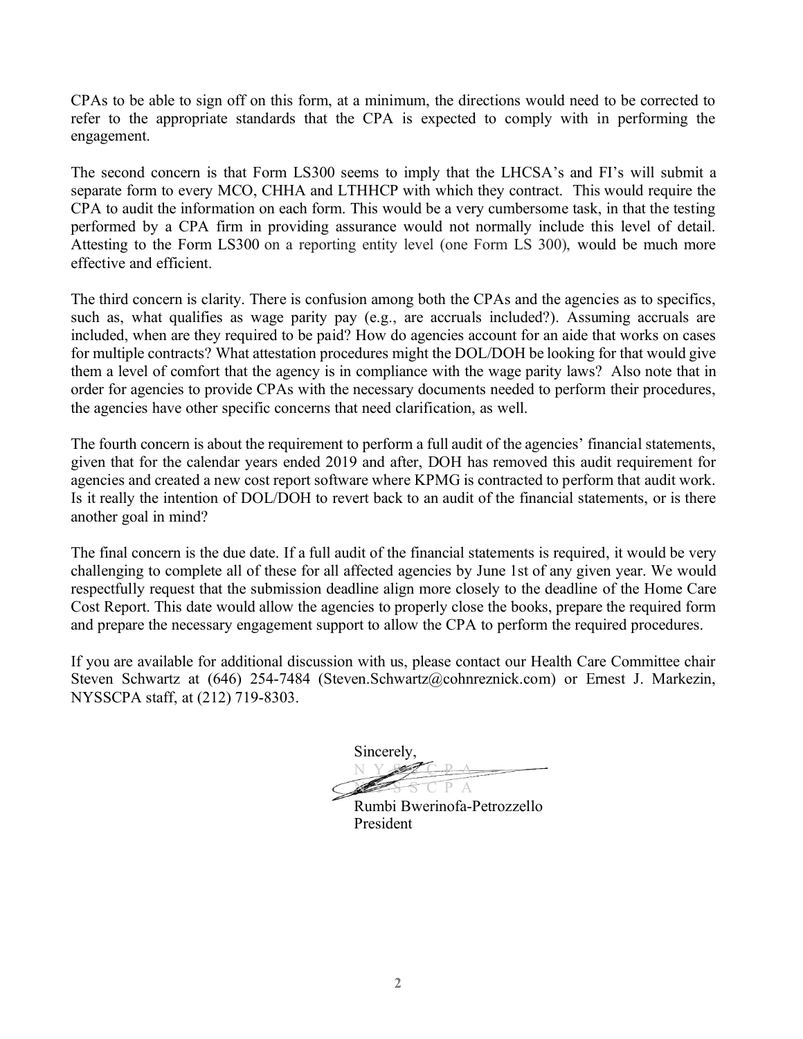CPAs to be able to sign off on this form, at a minimum, the directions would need to be corrected to refer to the appropriate standards that the CPA is expected to comply with in performing the engagement.

The second concern is that Form LS300 seems to imply that the LHCSA's and FI's will submit a separate form to every MCO, CHHA and LTHHCP with which they contract. This would require the CPA to audit the information on each form. This would be a very cumbersome task, in that the testing performed by a CPA firm in providing assurance would not normally include this level of detail. Attesting to the Form LS300 on a reporting entity level (one Form LS 300), would be much more effective and efficient.

The third concern is clarity. There is confusion among both the CPAs and the agencies as to specifics, such as, what qualifies as wage parity pay (e.g., are accruals included?). Assuming accruals are included, when are they required to be paid? How do agencies account for an aide that works on cases for multiple contracts? What attestation procedures might the DOL/DOH be looking for that would give them a level of comfort that the agency is in compliance with the wage parity laws? Also note that in order for agencies to provide CPAs with the necessary documents needed to perform their procedures, the agencies have other specific concerns that need clarification, as well.

The fourth concern is about the requirement to perform a full audit of the agencies' financial statements, given that for the calendar years ended 2019 and after, DOH has removed this audit requirement for agencies and created a new cost report software where KPMG is contracted to perform that audit work. Is it really the intention of DOL/DOH to revert back to an audit of the financial statements, or is there another goal in mind?

The final concern is the due date. If a full audit of the financial statements is required, it would be very challenging to complete all of these for all affected agencies by June 1st of any given year. We would respectfully request that the submission deadline align more closely to the deadline of the Home Care Cost Report. This date would allow the agencies to properly close the books, prepare the required form and prepare the necessary engagement support to allow the CPA to perform the required procedures.

If you are available for additional discussion with us, please contact our Health Care Committee chair Steven Schwartz at (646) 254-7484 (Steven.Schwartz@cohnreznick.com) or Ernest J. Markezin, NYSSCPA staff, at (212) 719-8303.

Sincerely,

N Y S S C P A
N Y S S C P A

Rumbi Bwerinofa-Petrozzello
President